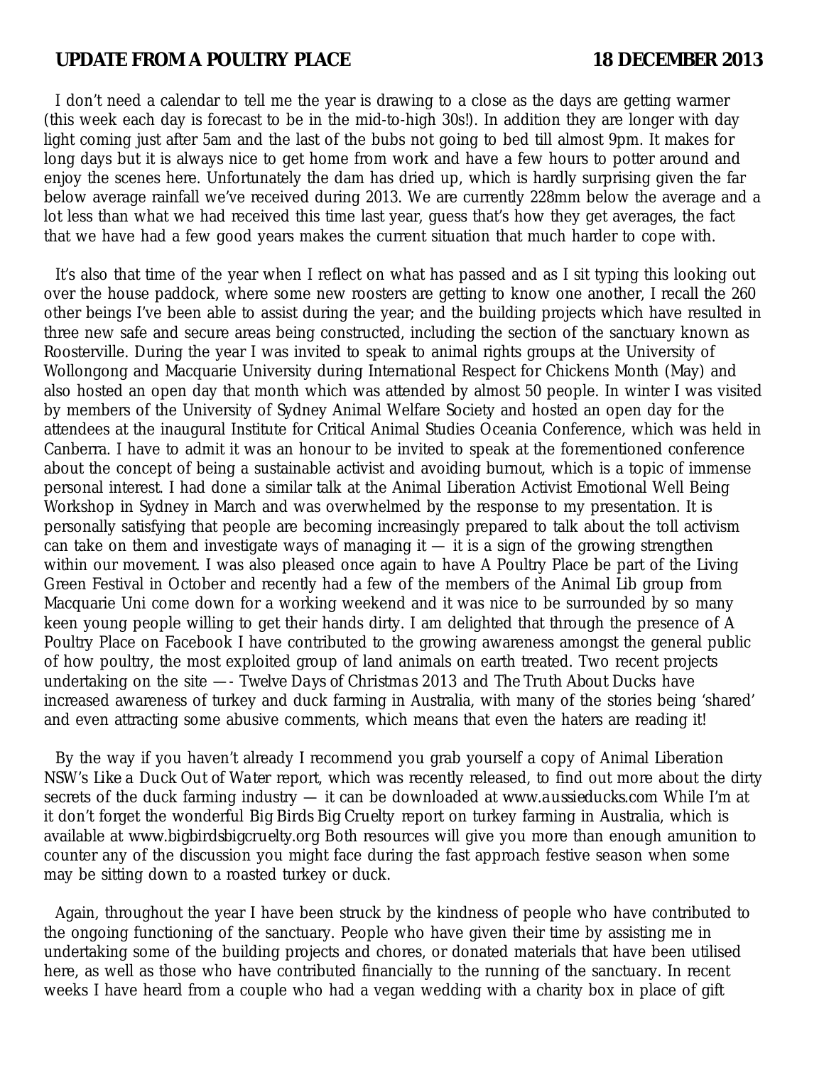**UPDATE FROM A POULTRY PLACE** **18 DECEMBER 2013**

I don't need a calendar to tell me the year is drawing to a close as the days are getting warmer (this week each day is forecast to be in the mid-to-high 30s!). In addition they are longer with day light coming just after 5am and the last of the bubs not going to bed till almost 9pm. It makes for long days but it is always nice to get home from work and have a few hours to potter around and enjoy the scenes here. Unfortunately the dam has dried up, which is hardly surprising given the far below average rainfall we've received during 2013. We are currently 228mm below the average and a lot less than what we had received this time last year, guess that's how they get averages, the fact that we have had a few good years makes the current situation that much harder to cope with.

It's also that time of the year when I reflect on what has passed and as I sit typing this looking out over the house paddock, where some new roosters are getting to know one another, I recall the 260 other beings I've been able to assist during the year; and the building projects which have resulted in three new safe and secure areas being constructed, including the section of the sanctuary known as Roosterville. During the year I was invited to speak to animal rights groups at the University of Wollongong and Macquarie University during International Respect for Chickens Month (May) and also hosted an open day that month which was attended by almost 50 people. In winter I was visited by members of the University of Sydney Animal Welfare Society and hosted an open day for the attendees at the inaugural Institute for Critical Animal Studies Oceania Conference, which was held in Canberra. I have to admit it was an honour to be invited to speak at the forementioned conference about the concept of being a sustainable activist and avoiding burnout, which is a topic of immense personal interest. I had done a similar talk at the Animal Liberation Activist Emotional Well Being Workshop in Sydney in March and was overwhelmed by the response to my presentation. It is personally satisfying that people are becoming increasingly prepared to talk about the toll activism can take on them and investigate ways of managing it — it is a sign of the growing strengthen within our movement. I was also pleased once again to have A Poultry Place be part of the Living Green Festival in October and recently had a few of the members of the Animal Lib group from Macquarie Uni come down for a working weekend and it was nice to be surrounded by so many keen young people willing to get their hands dirty. I am delighted that through the presence of A Poultry Place on Facebook I have contributed to the growing awareness amongst the general public of how poultry, the most exploited group of land animals on earth treated. Two recent projects undertaking on the site —- *Twelve Days of Christmas 2013* and *The Truth About Ducks* have increased awareness of turkey and duck farming in Australia, with many of the stories being 'shared' and even attracting some abusive comments, which means that even the haters are reading it!

By the way if you haven't already I recommend you grab yourself a copy of Animal Liberation NSW's *Like a Duck Out of Water* report, which was recently released, to find out more about the dirty secrets of the duck farming industry — it can be downloaded at www.aussieducks.com While I'm at it don't forget the wonderful *Big Birds Big Cruelty* report on turkey farming in Australia, which is available at www.bigbirdsbigcruelty.org Both resources will give you more than enough amunition to counter any of the discussion you might face during the fast approach festive season when some may be sitting down to a roasted turkey or duck.

Again, throughout the year I have been struck by the kindness of people who have contributed to the ongoing functioning of the sanctuary. People who have given their time by assisting me in undertaking some of the building projects and chores, or donated materials that have been utilised here, as well as those who have contributed financially to the running of the sanctuary. In recent weeks I have heard from a couple who had a vegan wedding with a charity box in place of gift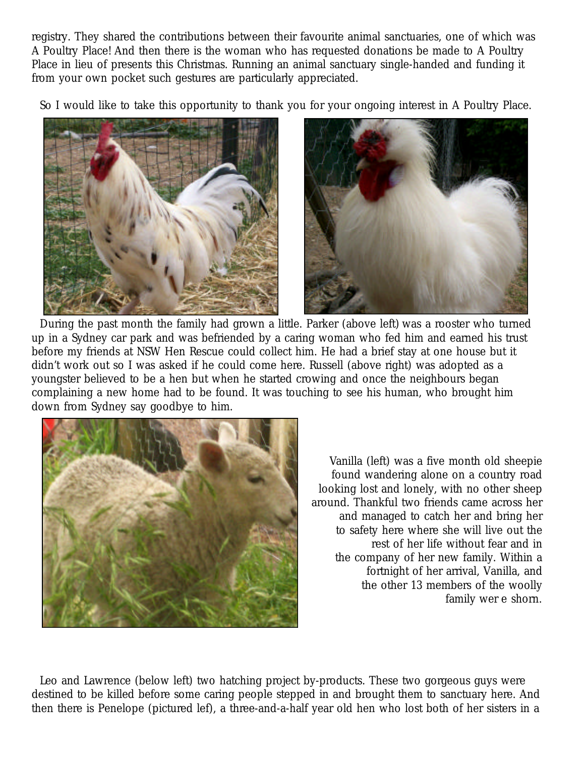registry. They shared the contributions between their favourite animal sanctuaries, one of which was A Poultry Place! And then there is the woman who has requested donations be made to A Poultry Place in lieu of presents this Christmas. Running an animal sanctuary single-handed and funding it from your own pocket such gestures are particularly appreciated.

So I would like to take this opportunity to thank you for your ongoing interest in A Poultry Place.

During the past month the family had grown a little. Parker (above left) was a rooster who turned up in a Sydney car park and was befriended by a caring woman who fed him and earned his trust before my friends at NSW Hen Rescue could collect him. He had a brief stay at one house but it didn't work out so I was asked if he could come here. Russell (above right) was adopted as a youngster believed to be a hen but when he started crowing and once the neighbours began complaining a new home had to be found. It was touching to see his human, who brought him down from Sydney say goodbye to him.

Vanilla (left) was a five month old sheepie found wandering alone on a country road looking lost and lonely, with no other sheep around. Thankful two friends came across her and managed to catch her and bring her to safety here where she will live out the rest of her life without fear and in the company of her new family. Within a fortnight of her arrival, Vanilla, and the other 13 members of the woolly family wer e shorn.

Leo and Lawrence (below left) two hatching project by-products. These two gorgeous guys were destined to be killed before some caring people stepped in and brought them to sanctuary here. And then there is Penelope (pictured lef), a three-and-a-half year old hen who lost both of her sisters in a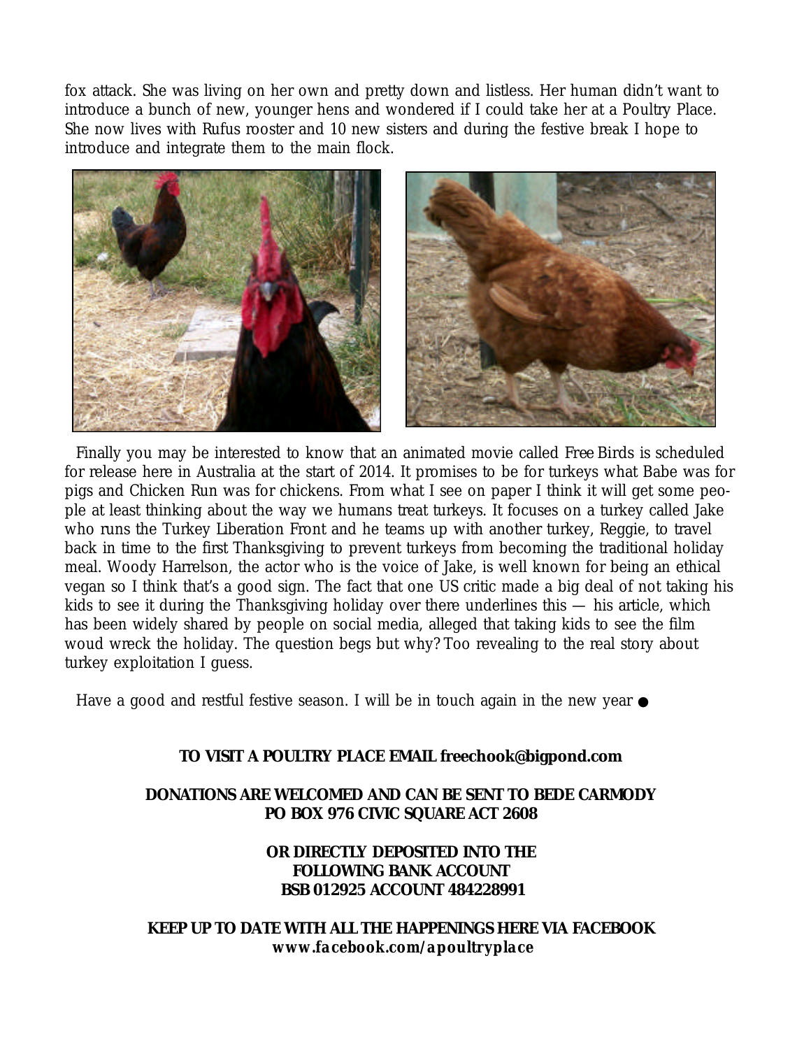fox attack. She was living on her own and pretty down and listless. Her human didn't want to introduce a bunch of new, younger hens and wondered if I could take her at a Poultry Place. She now lives with Rufus rooster and 10 new sisters and during the festive break I hope to introduce and integrate them to the main flock.

Finally you may be interested to know that an animated movie called Free Birds is scheduled for release here in Australia at the start of 2014. It promises to be for turkeys what Babe was for pigs and Chicken Run was for chickens. From what I see on paper I think it will get some people at least thinking about the way we humans treat turkeys. It focuses on a turkey called Jake who runs the Turkey Liberation Front and he teams up with another turkey, Reggie, to travel back in time to the first Thanksgiving to prevent turkeys from becoming the traditional holiday meal. Woody Harrelson, the actor who is the voice of Jake, is well known for being an ethical vegan so I think that's a good sign. The fact that one US critic made a big deal of not taking his kids to see it during the Thanksgiving holiday over there underlines this — his article, which has been widely shared by people on social media, alleged that taking kids to see the film woud wreck the holiday. The question begs but why? Too revealing to the real story about turkey exploitation I guess.

Have a good and restful festive season. I will be in touch again in the new year ●

**TO VISIT A POULTRY PLACE EMAIL freechook@bigpond.com**

**DONATIONS ARE WELCOMED AND CAN BE SENT TO BEDE CARMODY**
**PO BOX 976 CIVIC SQUARE ACT 2608**

**OR DIRECTLY DEPOSITED INTO THE**
**FOLLOWING BANK ACCOUNT**
**BSB 012925 ACCOUNT 484228991**

**KEEP UP TO DATE WITH ALL THE HAPPENINGS HERE VIA FACEBOOK**
**www.facebook.com/apoultryplace**